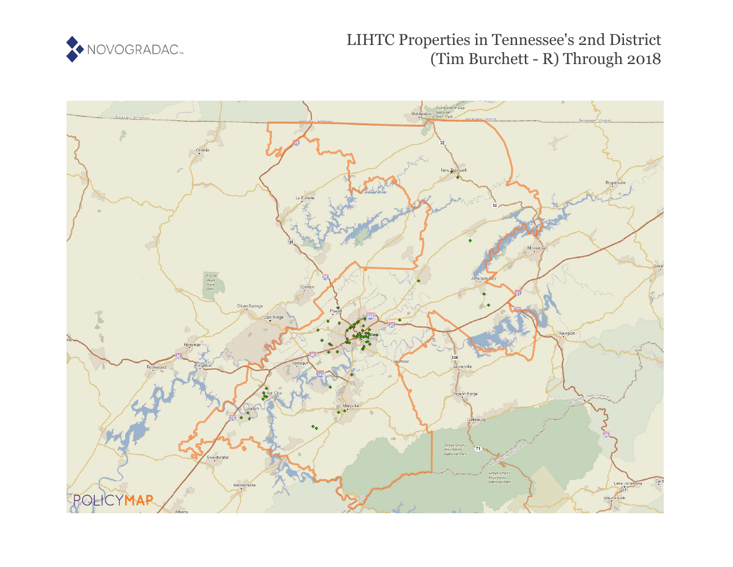# LIHTC Properties in Tennessee's 2nd District (Tim Burchett - R) Through 2018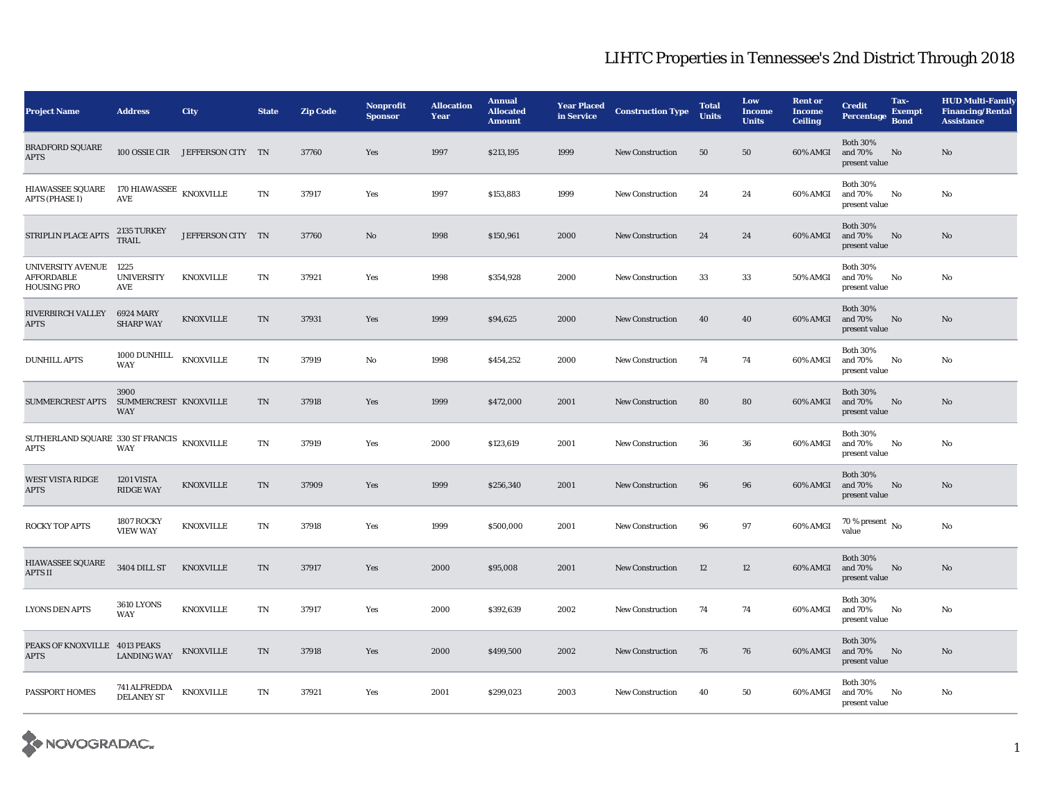# LIHTC Properties in Tennessee's 2nd District Through 2018

| Project Name | Address | City | State | Zip Code | Nonprofit Sponsor | Allocation Year | Annual Allocated Amount | Year Placed in Service | Construction Type | Total Units | Low Income Units | Rent or Income Ceiling | Credit Percentage | Tax-Exempt Bond | HUD Multi-Family Financing/Rental Assistance |
|---|---|---|---|---|---|---|---|---|---|---|---|---|---|---|---|
| BRADFORD SQUARE APTS | 100 OSSIE CIR | JEFFERSON CITY | TN | 37760 | Yes | 1997 | $213,195 | 1999 | New Construction | 50 | 50 | 60% AMGI | Both 30% and 70% present value | No | No |
| HIAWASSEE SQUARE APTS (PHASE I) | 170 HIAWASSEE AVE | KNOXVILLE | TN | 37917 | Yes | 1997 | $153,883 | 1999 | New Construction | 24 | 24 | 60% AMGI | Both 30% and 70% present value | No | No |
| STRIPLIN PLACE APTS | 2135 TURKEY TRAIL | JEFFERSON CITY | TN | 37760 | No | 1998 | $150,961 | 2000 | New Construction | 24 | 24 | 60% AMGI | Both 30% and 70% present value | No | No |
| UNIVERSITY AVENUE AFFORDABLE HOUSING PRO | 1225 UNIVERSITY AVE | KNOXVILLE | TN | 37921 | Yes | 1998 | $354,928 | 2000 | New Construction | 33 | 33 | 50% AMGI | Both 30% and 70% present value | No | No |
| RIVERBIRCH VALLEY APTS | 6924 MARY SHARP WAY | KNOXVILLE | TN | 37931 | Yes | 1999 | $94,625 | 2000 | New Construction | 40 | 40 | 60% AMGI | Both 30% and 70% present value | No | No |
| DUNHILL APTS | 1000 DUNHILL WAY | KNOXVILLE | TN | 37919 | No | 1998 | $454,252 | 2000 | New Construction | 74 | 74 | 60% AMGI | Both 30% and 70% present value | No | No |
| SUMMERCREST APTS | 3900 SUMMERCREST WAY | KNOXVILLE | TN | 37918 | Yes | 1999 | $472,000 | 2001 | New Construction | 80 | 80 | 60% AMGI | Both 30% and 70% present value | No | No |
| SUTHERLAND SQUARE APTS | 330 ST FRANCIS WAY | KNOXVILLE | TN | 37919 | Yes | 2000 | $123,619 | 2001 | New Construction | 36 | 36 | 60% AMGI | Both 30% and 70% present value | No | No |
| WEST VISTA RIDGE APTS | 1201 VISTA RIDGE WAY | KNOXVILLE | TN | 37909 | Yes | 1999 | $256,340 | 2001 | New Construction | 96 | 96 | 60% AMGI | Both 30% and 70% present value | No | No |
| ROCKY TOP APTS | 1807 ROCKY VIEW WAY | KNOXVILLE | TN | 37918 | Yes | 1999 | $500,000 | 2001 | New Construction | 96 | 97 | 60% AMGI | 70 % present value | No | No |
| HIAWASSEE SQUARE APTS II | 3404 DILL ST | KNOXVILLE | TN | 37917 | Yes | 2000 | $95,008 | 2001 | New Construction | 12 | 12 | 60% AMGI | Both 30% and 70% present value | No | No |
| LYONS DEN APTS | 3610 LYONS WAY | KNOXVILLE | TN | 37917 | Yes | 2000 | $392,639 | 2002 | New Construction | 74 | 74 | 60% AMGI | Both 30% and 70% present value | No | No |
| PEAKS OF KNOXVILLE APTS | 4013 PEAKS LANDING WAY | KNOXVILLE | TN | 37918 | Yes | 2000 | $499,500 | 2002 | New Construction | 76 | 76 | 60% AMGI | Both 30% and 70% present value | No | No |
| PASSPORT HOMES | 741 ALFREDDA DELANEY ST | KNOXVILLE | TN | 37921 | Yes | 2001 | $299,023 | 2003 | New Construction | 40 | 50 | 60% AMGI | Both 30% and 70% present value | No | No |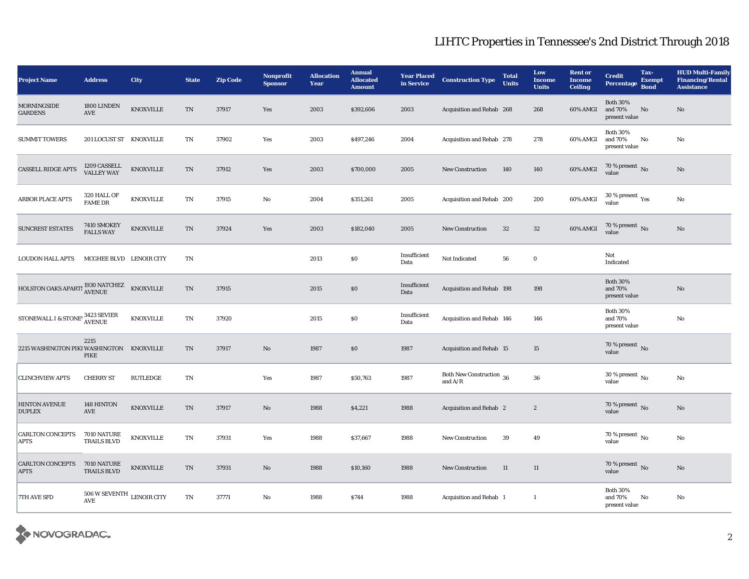# LIHTC Properties in Tennessee's 2nd District Through 2018

| Project Name | Address | City | State | Zip Code | Nonprofit Sponsor | Allocation Year | Annual Allocated Amount | Year Placed in Service | Construction Type | Total Units | Low Income Units | Rent or Income Ceiling | Credit Percentage | Tax-Exempt Bond | HUD Multi-Family Financing/Rental Assistance |
|---|---|---|---|---|---|---|---|---|---|---|---|---|---|---|---|
| MORNINGSIDE GARDENS | 1800 LINDEN AVE | KNOXVILLE | TN | 37917 | Yes | 2003 | $392,606 | 2003 | Acquisition and Rehab | 268 | 268 | 60% AMGI | Both 30% and 70% present value | No | No |
| SUMMIT TOWERS | 201 LOCUST ST | KNOXVILLE | TN | 37902 | Yes | 2003 | $497,246 | 2004 | Acquisition and Rehab | 278 | 278 | 60% AMGI | Both 30% and 70% present value | No | No |
| CASSELL RIDGE APTS | 1209 CASSELL VALLEY WAY | KNOXVILLE | TN | 37912 | Yes | 2003 | $700,000 | 2005 | New Construction | 140 | 140 | 60% AMGI | 70 % present value | No | No |
| ARBOR PLACE APTS | 320 HALL OF FAME DR | KNOXVILLE | TN | 37915 | No | 2004 | $351,261 | 2005 | Acquisition and Rehab | 200 | 200 | 60% AMGI | 30 % present value | Yes | No |
| SUNCREST ESTATES | 7410 SMOKEY FALLS WAY | KNOXVILLE | TN | 37924 | Yes | 2003 | $182,040 | 2005 | New Construction | 32 | 32 | 60% AMGI | 70 % present value | No | No |
| LOUDON HALL APTS | MCGHEE BLVD | LENOIR CITY | TN | | | 2013 | $0 | Insufficient Data | Not Indicated | 56 | 0 | | Not Indicated | | |
| HOLSTON OAKS APARTI | 1930 NATCHEZ AVENUE | KNOXVILLE | TN | 37915 | | 2015 | $0 | Insufficient Data | Acquisition and Rehab | 198 | 198 | | Both 30% and 70% present value | | No |
| STONEWALL I & STONE' | 3423 SEVIER AVENUE | KNOXVILLE | TN | 37920 | | 2015 | $0 | Insufficient Data | Acquisition and Rehab | 146 | 146 | | Both 30% and 70% present value | | No |
| 2215 WASHINGTON PIKI | 2215 WASHINGTON PIKE | KNOXVILLE | TN | 37917 | No | 1987 | $0 | 1987 | Acquisition and Rehab | 15 | 15 | | 70 % present value | No | |
| CLINCHVIEW APTS | CHERRY ST | RUTLEDGE | TN | | Yes | 1987 | $50,763 | 1987 | Both New Construction and A/R | 36 | 36 | | 30 % present value | No | No |
| HINTON AVENUE DUPLEX | 148 HINTON AVE | KNOXVILLE | TN | 37917 | No | 1988 | $4,221 | 1988 | Acquisition and Rehab | 2 | 2 | | 70 % present value | No | No |
| CARLTON CONCEPTS APTS | 7010 NATURE TRAILS BLVD | KNOXVILLE | TN | 37931 | Yes | 1988 | $37,667 | 1988 | New Construction | 39 | 49 | | 70 % present value | No | No |
| CARLTON CONCEPTS APTS | 7010 NATURE TRAILS BLVD | KNOXVILLE | TN | 37931 | No | 1988 | $10,160 | 1988 | New Construction | 11 | 11 | | 70 % present value | No | No |
| 7TH AVE SFD | 506 W SEVENTH AVE | LENOIR CITY | TN | 37771 | No | 1988 | $744 | 1988 | Acquisition and Rehab | 1 | 1 | | Both 30% and 70% present value | No | No |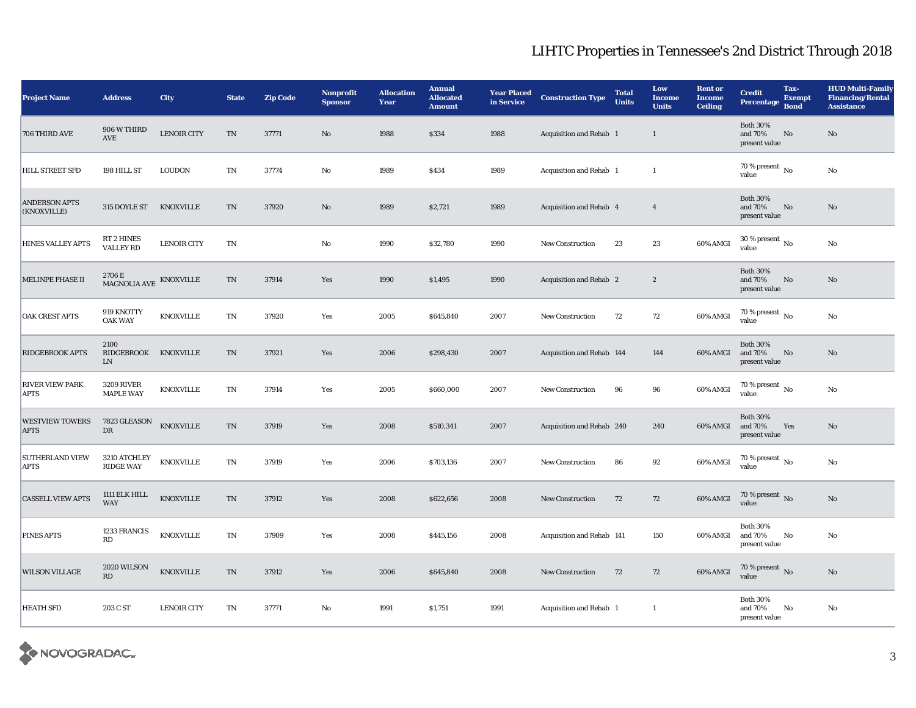# LIHTC Properties in Tennessee's 2nd District Through 2018

| Project Name | Address | City | State | Zip Code | Nonprofit Sponsor | Allocation Year | Annual Allocated Amount | Year Placed in Service | Construction Type | Total Units | Low Income Units | Rent or Income Ceiling | Credit Percentage | Tax-Exempt Bond | HUD Multi-Family Financing/Rental Assistance |
|---|---|---|---|---|---|---|---|---|---|---|---|---|---|---|---|
| 706 THIRD AVE | 906 W THIRD AVE | LENOIR CITY | TN | 37771 | No | 1988 | $334 | 1988 | Acquisition and Rehab | 1 | 1 | | Both 30% and 70% present value | No | No |
| HILL STREET SFD | 198 HILL ST | LOUDON | TN | 37774 | No | 1989 | $434 | 1989 | Acquisition and Rehab | 1 | 1 | | 70 % present value | No | No |
| ANDERSON APTS (KNOXVILLE) | 315 DOYLE ST | KNOXVILLE | TN | 37920 | No | 1989 | $2,721 | 1989 | Acquisition and Rehab | 4 | 4 | | Both 30% and 70% present value | No | No |
| HINES VALLEY APTS | RT 2 HINES VALLEY RD | LENOIR CITY | TN | | No | 1990 | $32,780 | 1990 | New Construction | 23 | 23 | 60% AMGI | 30 % present value | No | No |
| MELINPE PHASE II | 2706 E MAGNOLIA AVE | KNOXVILLE | TN | 37914 | Yes | 1990 | $1,495 | 1990 | Acquisition and Rehab | 2 | 2 | | Both 30% and 70% present value | No | No |
| OAK CREST APTS | 919 KNOTTY OAK WAY | KNOXVILLE | TN | 37920 | Yes | 2005 | $645,840 | 2007 | New Construction | 72 | 72 | 60% AMGI | 70 % present value | No | No |
| RIDGEBROOK APTS | 2100 RIDGEBROOK LN | KNOXVILLE | TN | 37921 | Yes | 2006 | $298,430 | 2007 | Acquisition and Rehab | 144 | 144 | 60% AMGI | Both 30% and 70% present value | No | No |
| RIVER VIEW PARK APTS | 3209 RIVER MAPLE WAY | KNOXVILLE | TN | 37914 | Yes | 2005 | $660,000 | 2007 | New Construction | 96 | 96 | 60% AMGI | 70 % present value | No | No |
| WESTVIEW TOWERS APTS | 7823 GLEASON DR | KNOXVILLE | TN | 37919 | Yes | 2008 | $510,341 | 2007 | Acquisition and Rehab | 240 | 240 | 60% AMGI | Both 30% and 70% present value | Yes | No |
| SUTHERLAND VIEW APTS | 3210 ATCHLEY RIDGE WAY | KNOXVILLE | TN | 37919 | Yes | 2006 | $703,136 | 2007 | New Construction | 86 | 92 | 60% AMGI | 70 % present value | No | No |
| CASSELL VIEW APTS | 1111 ELK HILL WAY | KNOXVILLE | TN | 37912 | Yes | 2008 | $622,656 | 2008 | New Construction | 72 | 72 | 60% AMGI | 70 % present value | No | No |
| PINES APTS | 1233 FRANCIS RD | KNOXVILLE | TN | 37909 | Yes | 2008 | $445,156 | 2008 | Acquisition and Rehab | 141 | 150 | 60% AMGI | Both 30% and 70% present value | No | No |
| WILSON VILLAGE | 2020 WILSON RD | KNOXVILLE | TN | 37912 | Yes | 2006 | $645,840 | 2008 | New Construction | 72 | 72 | 60% AMGI | 70 % present value | No | No |
| HEATH SFD | 203 C ST | LENOIR CITY | TN | 37771 | No | 1991 | $1,751 | 1991 | Acquisition and Rehab | 1 | 1 | | Both 30% and 70% present value | No | No |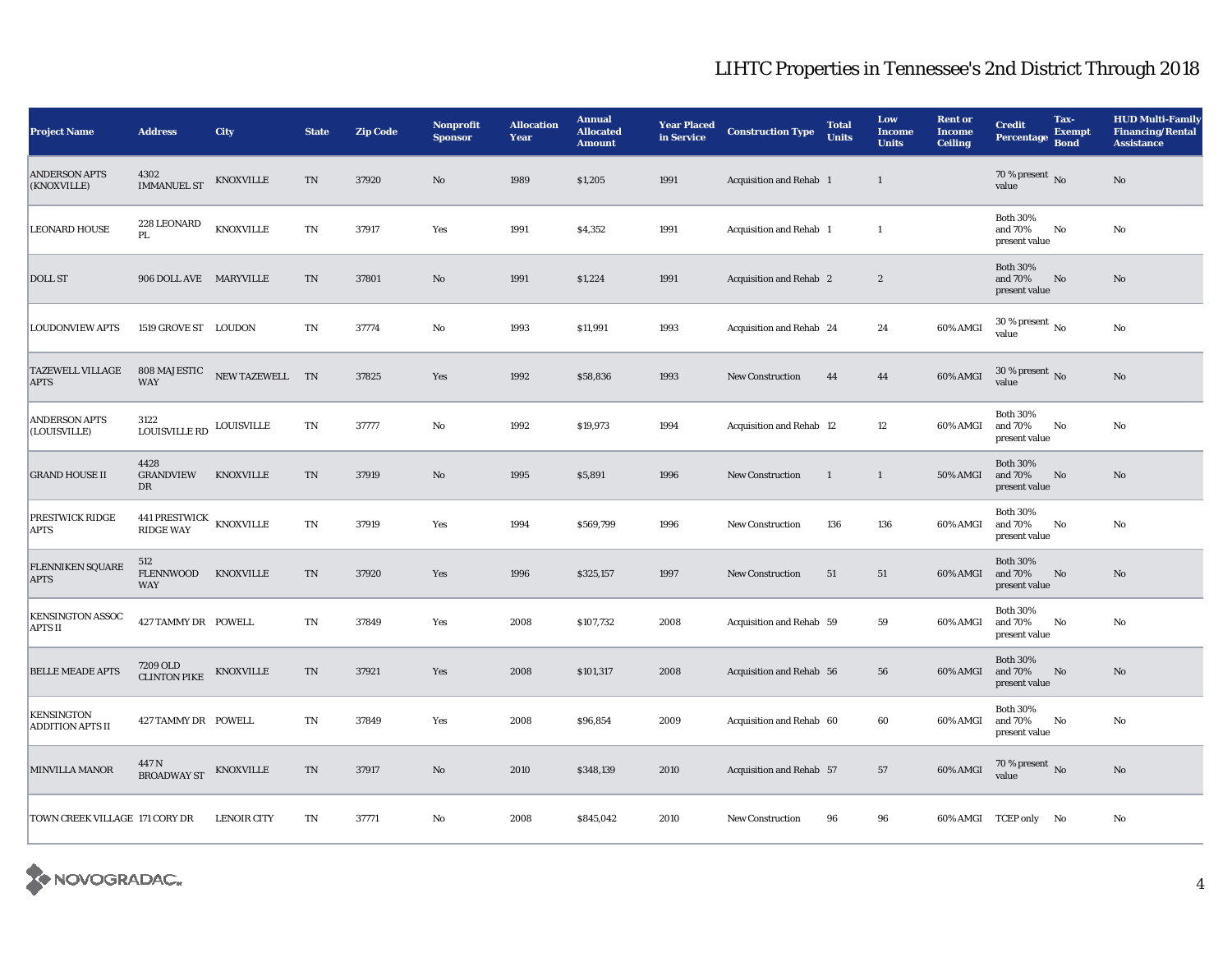# LIHTC Properties in Tennessee's 2nd District Through 2018

| Project Name | Address | City | State | Zip Code | Nonprofit Sponsor | Allocation Year | Annual Allocated Amount | Year Placed in Service | Construction Type | Total Units | Low Income Units | Rent or Income Ceiling | Credit Percentage | Tax-Exempt Bond | HUD Multi-Family Financing/Rental Assistance |
|---|---|---|---|---|---|---|---|---|---|---|---|---|---|---|---|
| ANDERSON APTS (KNOXVILLE) | 4302 IMMANUEL ST | KNOXVILLE | TN | 37920 | No | 1989 | $1,205 | 1991 | Acquisition and Rehab | 1 | 1 | | 70 % present value | No | No |
| LEONARD HOUSE | 228 LEONARD PL | KNOXVILLE | TN | 37917 | Yes | 1991 | $4,352 | 1991 | Acquisition and Rehab | 1 | 1 | | Both 30% and 70% present value | No | No |
| DOLL ST | 906 DOLL AVE | MARYVILLE | TN | 37801 | No | 1991 | $1,224 | 1991 | Acquisition and Rehab | 2 | 2 | | Both 30% and 70% present value | No | No |
| LOUDONVIEW APTS | 1519 GROVE ST | LOUDON | TN | 37774 | No | 1993 | $11,991 | 1993 | Acquisition and Rehab | 24 | 24 | 60% AMGI | 30 % present value | No | No |
| TAZEWELL VILLAGE APTS | 808 MAJESTIC WAY | NEW TAZEWELL | TN | 37825 | Yes | 1992 | $58,836 | 1993 | New Construction | 44 | 44 | 60% AMGI | 30 % present value | No | No |
| ANDERSON APTS (LOUISVILLE) | 3122 LOUISVILLE RD | LOUISVILLE | TN | 37777 | No | 1992 | $19,973 | 1994 | Acquisition and Rehab | 12 | 12 | 60% AMGI | Both 30% and 70% present value | No | No |
| GRAND HOUSE II | 4428 GRANDVIEW DR | KNOXVILLE | TN | 37919 | No | 1995 | $5,891 | 1996 | New Construction | 1 | 1 | 50% AMGI | Both 30% and 70% present value | No | No |
| PRESTWICK RIDGE APTS | 441 PRESTWICK RIDGE WAY | KNOXVILLE | TN | 37919 | Yes | 1994 | $569,799 | 1996 | New Construction | 136 | 136 | 60% AMGI | Both 30% and 70% present value | No | No |
| FLENNIKEN SQUARE APTS | 512 FLENNWOOD WAY | KNOXVILLE | TN | 37920 | Yes | 1996 | $325,157 | 1997 | New Construction | 51 | 51 | 60% AMGI | Both 30% and 70% present value | No | No |
| KENSINGTON ASSOC APTS II | 427 TAMMY DR | POWELL | TN | 37849 | Yes | 2008 | $107,732 | 2008 | Acquisition and Rehab | 59 | 59 | 60% AMGI | Both 30% and 70% present value | No | No |
| BELLE MEADE APTS | 7209 OLD CLINTON PIKE | KNOXVILLE | TN | 37921 | Yes | 2008 | $101,317 | 2008 | Acquisition and Rehab | 56 | 56 | 60% AMGI | Both 30% and 70% present value | No | No |
| KENSINGTON ADDITION APTS II | 427 TAMMY DR | POWELL | TN | 37849 | Yes | 2008 | $96,854 | 2009 | Acquisition and Rehab | 60 | 60 | 60% AMGI | Both 30% and 70% present value | No | No |
| MINVILLA MANOR | 447 N BROADWAY ST | KNOXVILLE | TN | 37917 | No | 2010 | $348,139 | 2010 | Acquisition and Rehab | 57 | 57 | 60% AMGI | 70 % present value | No | No |
| TOWN CREEK VILLAGE | 171 CORY DR | LENOIR CITY | TN | 37771 | No | 2008 | $845,042 | 2010 | New Construction | 96 | 96 | 60% AMGI | TCEP only | No | No |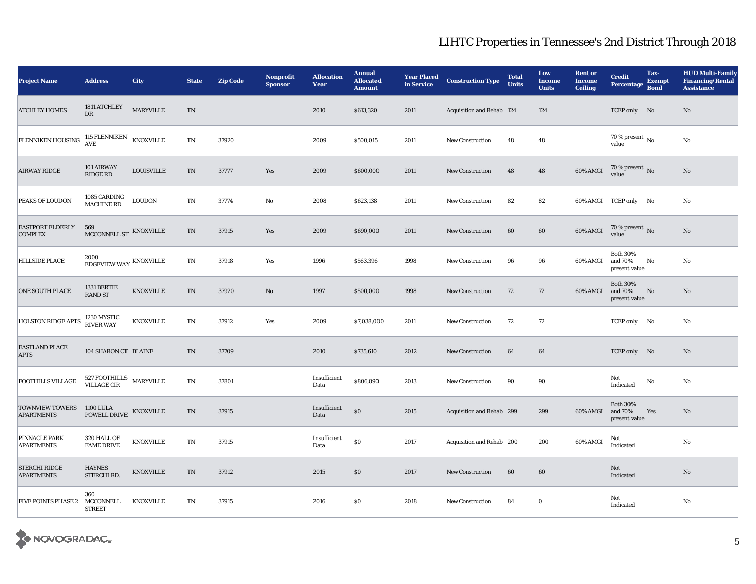# LIHTC Properties in Tennessee's 2nd District Through 2018

| Project Name | Address | City | State | Zip Code | Nonprofit Sponsor | Allocation Year | Annual Allocated Amount | Year Placed in Service | Construction Type | Total Units | Low Income Units | Rent or Income Ceiling | Credit Percentage | Tax-Exempt Bond | HUD Multi-Family Financing/Rental Assistance |
|---|---|---|---|---|---|---|---|---|---|---|---|---|---|---|---|
| ATCHLEY HOMES | 1811 ATCHLEY DR | MARYVILLE | TN | | | 2010 | $613,320 | 2011 | Acquisition and Rehab | 124 | 124 | | TCEP only | No | No |
| FLENNIKEN HOUSING | 115 FLENNIKEN AVE | KNOXVILLE | TN | 37920 | | 2009 | $500,015 | 2011 | New Construction | 48 | 48 | | 70 % present value | No | No |
| AIRWAY RIDGE | 101 AIRWAY RIDGE RD | LOUISVILLE | TN | 37777 | Yes | 2009 | $600,000 | 2011 | New Construction | 48 | 48 | 60% AMGI | 70 % present value | No | No |
| PEAKS OF LOUDON | 1085 CARDING MACHINE RD | LOUDON | TN | 37774 | No | 2008 | $623,138 | 2011 | New Construction | 82 | 82 | 60% AMGI | TCEP only | No | No |
| EASTPORT ELDERLY COMPLEX | 569 MCCONNELL ST | KNOXVILLE | TN | 37915 | Yes | 2009 | $690,000 | 2011 | New Construction | 60 | 60 | 60% AMGI | 70 % present value | No | No |
| HILLSIDE PLACE | 2000 EDGEVIEW WAY | KNOXVILLE | TN | 37918 | Yes | 1996 | $563,396 | 1998 | New Construction | 96 | 96 | 60% AMGI | Both 30% and 70% present value | No | No |
| ONE SOUTH PLACE | 1331 BERTIE RAND ST | KNOXVILLE | TN | 37920 | No | 1997 | $500,000 | 1998 | New Construction | 72 | 72 | 60% AMGI | Both 30% and 70% present value | No | No |
| HOLSTON RIDGE APTS | 1230 MYSTIC RIVER WAY | KNOXVILLE | TN | 37912 | Yes | 2009 | $7,038,000 | 2011 | New Construction | 72 | 72 | | TCEP only | No | No |
| EASTLAND PLACE APTS | 104 SHARON CT | BLAINE | TN | 37709 | | 2010 | $735,610 | 2012 | New Construction | 64 | 64 | | TCEP only | No | No |
| FOOTHILLS VILLAGE | 527 FOOTHILLS VILLAGE CIR | MARYVILLE | TN | 37801 | | Insufficient Data | $806,890 | 2013 | New Construction | 90 | 90 | | Not Indicated | No | No |
| TOWNVIEW TOWERS APARTMENTS | 1100 LULA POWELL DRIVE | KNOXVILLE | TN | 37915 | | Insufficient Data | $0 | 2015 | Acquisition and Rehab | 299 | 299 | 60% AMGI | Both 30% and 70% present value | Yes | No |
| PINNACLE PARK APARTMENTS | 320 HALL OF FAME DRIVE | KNOXVILLE | TN | 37915 | | Insufficient Data | $0 | 2017 | Acquisition and Rehab | 200 | 200 | 60% AMGI | Not Indicated | | No |
| STERCHI RIDGE APARTMENTS | HAYNES STERCHI RD. | KNOXVILLE | TN | 37912 | | 2015 | $0 | 2017 | New Construction | 60 | 60 | | Not Indicated | | No |
| FIVE POINTS PHASE 2 | 360 MCCONNELL STREET | KNOXVILLE | TN | 37915 | | 2016 | $0 | 2018 | New Construction | 84 | 0 | | Not Indicated | | No |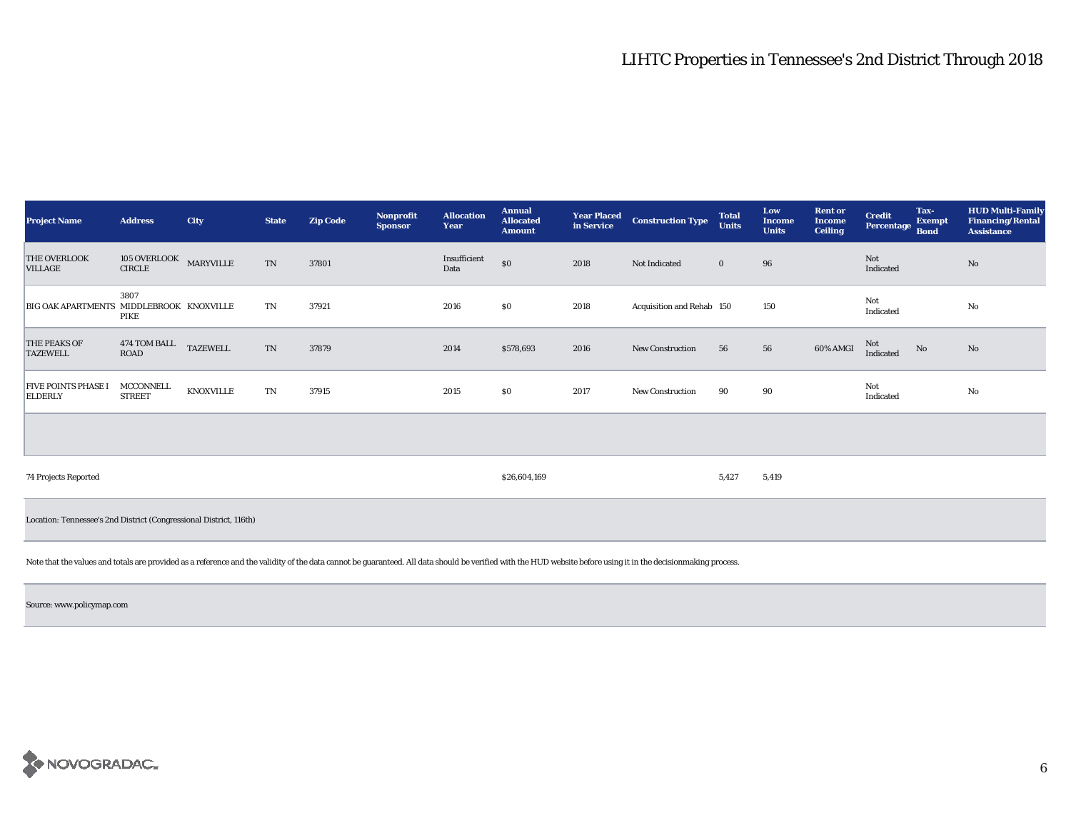# LIHTC Properties in Tennessee's 2nd District Through 2018

| Project Name | Address | City | State | Zip Code | Nonprofit Sponsor | Allocation Year | Annual Allocated Amount | Year Placed in Service | Construction Type | Total Units | Low Income Units | Rent or Income Ceiling | Credit Percentage | Tax-Exempt Bond | HUD Multi-Family Financing/Rental Assistance |
|---|---|---|---|---|---|---|---|---|---|---|---|---|---|---|---|
| THE OVERLOOK VILLAGE | 105 OVERLOOK CIRCLE | MARYVILLE | TN | 37801 | | Insufficient Data | $0 | 2018 | Not Indicated | 0 | 96 | | Not Indicated | | No |
| BIG OAK APARTMENTS | 3807 MIDDLEBROOK PIKE | KNOXVILLE | TN | 37921 | | 2016 | $0 | 2018 | Acquisition and Rehab | 150 | 150 | | Not Indicated | | No |
| THE PEAKS OF TAZEWELL | 474 TOM BALL ROAD | TAZEWELL | TN | 37879 | | 2014 | $578,693 | 2016 | New Construction | 56 | 56 | 60% AMGI | Not Indicated | No | No |
| FIVE POINTS PHASE I ELDERLY | MCCONNELL STREET | KNOXVILLE | TN | 37915 | | 2015 | $0 | 2017 | New Construction | 90 | 90 | | Not Indicated | | No |
| | | | | | | | | | | | | | | | |
| 74 Projects Reported | | | | | | | $26,604,169 | | | 5,427 | 5,419 | | | | |

Location: Tennessee's 2nd District (Congressional District, 116th)

Note that the values and totals are provided as a reference and the validity of the data cannot be guaranteed. All data should be verified with the HUD website before using it in the decisionmaking process.

Source: www.policymap.com